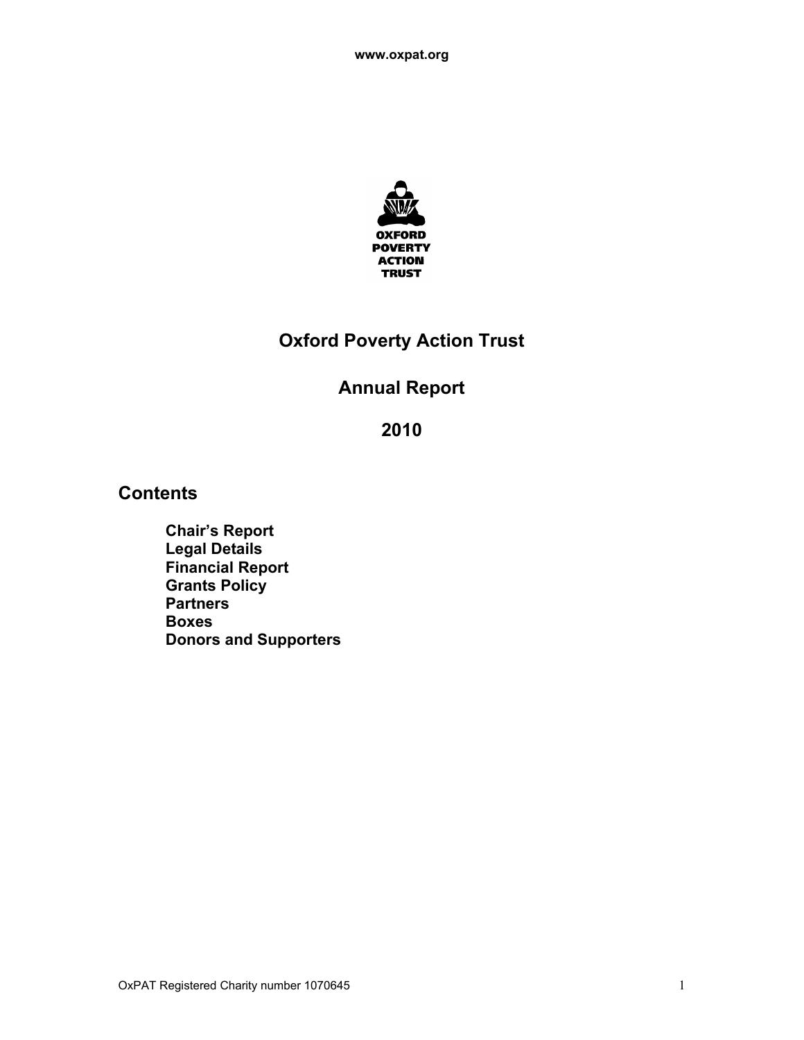www.oxpat.org

OXFORD POVERTY ACTION TRUST

# Oxford Poverty Action Trust

## Annual Report

## 2010

## Contents

- **Chair's Report**
- **Legal Details**
- **Financial Report**
- **Grants Policy**
- **Partners**
- **Boxes**
- **Donors and Supporters**

OxPAT Registered Charity number 1070645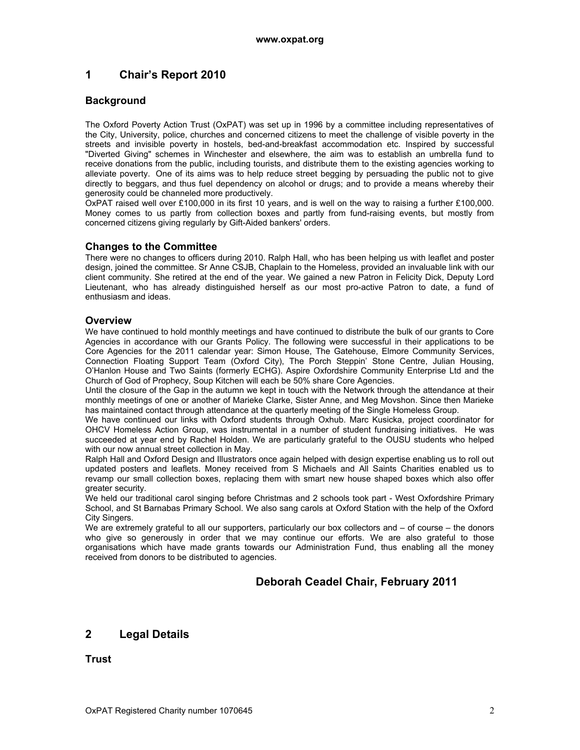## 1 Chair's Report 2010

### Background

The Oxford Poverty Action Trust (OxPAT) was set up in 1996 by a committee including representatives of the City, University, police, churches and concerned citizens to meet the challenge of visible poverty in the streets and invisible poverty in hostels, bed-and-breakfast accommodation etc. Inspired by successful "Diverted Giving" schemes in Winchester and elsewhere, the aim was to establish an umbrella fund to receive donations from the public, including tourists, and distribute them to the existing agencies working to alleviate poverty. One of its aims was to help reduce street begging by persuading the public not to give directly to beggars, and thus fuel dependency on alcohol or drugs; and to provide a means whereby their generosity could be channeled more productively.

OxPAT raised well over £100,000 in its first 10 years, and is well on the way to raising a further £100,000. Money comes to us partly from collection boxes and partly from fund-raising events, but mostly from concerned citizens giving regularly by Gift-Aided bankers' orders.

### Changes to the Committee

There were no changes to officers during 2010. Ralph Hall, who has been helping us with leaflet and poster design, joined the committee. Sr Anne CSJB, Chaplain to the Homeless, provided an invaluable link with our client community. She retired at the end of the year. We gained a new Patron in Felicity Dick, Deputy Lord Lieutenant, who has already distinguished herself as our most pro-active Patron to date, a fund of enthusiasm and ideas.

### Overview

We have continued to hold monthly meetings and have continued to distribute the bulk of our grants to Core Agencies in accordance with our Grants Policy. The following were successful in their applications to be Core Agencies for the 2011 calendar year: Simon House, The Gatehouse, Elmore Community Services, Connection Floating Support Team (Oxford City), The Porch Steppin' Stone Centre, Julian Housing, O'Hanlon House and Two Saints (formerly ECHG). Aspire Oxfordshire Community Enterprise Ltd and the Church of God of Prophecy, Soup Kitchen will each be 50% share Core Agencies.

Until the closure of the Gap in the autumn we kept in touch with the Network through the attendance at their monthly meetings of one or another of Marieke Clarke, Sister Anne, and Meg Movshon. Since then Marieke has maintained contact through attendance at the quarterly meeting of the Single Homeless Group.

We have continued our links with Oxford students through Oxhub. Marc Kusicka, project coordinator for OHCV Homeless Action Group, was instrumental in a number of student fundraising initiatives. He was succeeded at year end by Rachel Holden. We are particularly grateful to the OUSU students who helped with our now annual street collection in May.

Ralph Hall and Oxford Design and Illustrators once again helped with design expertise enabling us to roll out updated posters and leaflets. Money received from S Michaels and All Saints Charities enabled us to revamp our small collection boxes, replacing them with smart new house shaped boxes which also offer greater security.

We held our traditional carol singing before Christmas and 2 schools took part - West Oxfordshire Primary School, and St Barnabas Primary School. We also sang carols at Oxford Station with the help of the Oxford City Singers.

We are extremely grateful to all our supporters, particularly our box collectors and – of course – the donors who give so generously in order that we may continue our efforts. We are also grateful to those organisations which have made grants towards our Administration Fund, thus enabling all the money received from donors to be distributed to agencies.

**Deborah Ceadel Chair, February 2011**

## 2 Legal Details

### Trust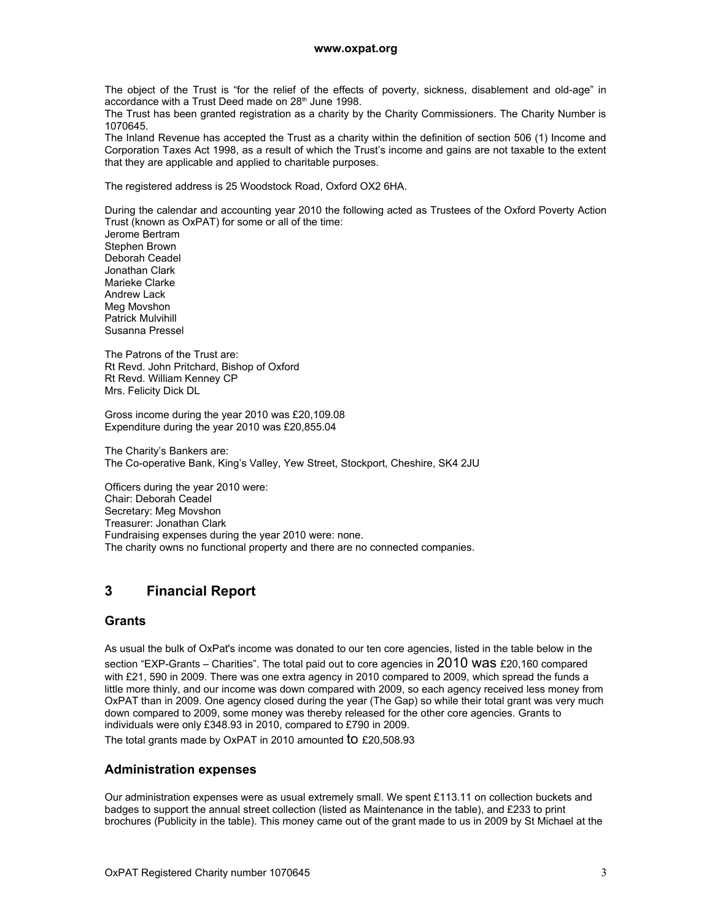The object of the Trust is "for the relief of the effects of poverty, sickness, disablement and old-age" in accordance with a Trust Deed made on 28th June 1998.
The Trust has been granted registration as a charity by the Charity Commissioners. The Charity Number is 1070645.
The Inland Revenue has accepted the Trust as a charity within the definition of section 506 (1) Income and Corporation Taxes Act 1998, as a result of which the Trust's income and gains are not taxable to the extent that they are applicable and applied to charitable purposes.

The registered address is 25 Woodstock Road, Oxford OX2 6HA.

During the calendar and accounting year 2010 the following acted as Trustees of the Oxford Poverty Action Trust (known as OxPAT) for some or all of the time:
Jerome Bertram
Stephen Brown
Deborah Ceadel
Jonathan Clark
Marieke Clarke
Andrew Lack
Meg Movshon
Patrick Mulvihill
Susanna Pressel

The Patrons of the Trust are:
Rt Revd. John Pritchard, Bishop of Oxford
Rt Revd. William Kenney CP
Mrs. Felicity Dick DL

Gross income during the year 2010 was £20,109.08
Expenditure during the year 2010 was £20,855.04

The Charity's Bankers are:
The Co-operative Bank, King's Valley, Yew Street, Stockport, Cheshire, SK4 2JU

Officers during the year 2010 were:
Chair: Deborah Ceadel
Secretary: Meg Movshon
Treasurer: Jonathan Clark
Fundraising expenses during the year 2010 were: none.
The charity owns no functional property and there are no connected companies.

## 3 Financial Report

### Grants

As usual the bulk of OxPat's income was donated to our ten core agencies, listed in the table below in the section "EXP-Grants – Charities". The total paid out to core agencies in 2010 was £20,160 compared with £21, 590 in 2009. There was one extra agency in 2010 compared to 2009, which spread the funds a little more thinly, and our income was down compared with 2009, so each agency received less money from OxPAT than in 2009. One agency closed during the year (The Gap) so while their total grant was very much down compared to 2009, some money was thereby released for the other core agencies. Grants to individuals were only £348.93 in 2010, compared to £790 in 2009.

The total grants made by OxPAT in 2010 amounted to £20,508.93

### Administration expenses

Our administration expenses were as usual extremely small. We spent £113.11 on collection buckets and badges to support the annual street collection (listed as Maintenance in the table), and £233 to print brochures (Publicity in the table). This money came out of the grant made to us in 2009 by St Michael at the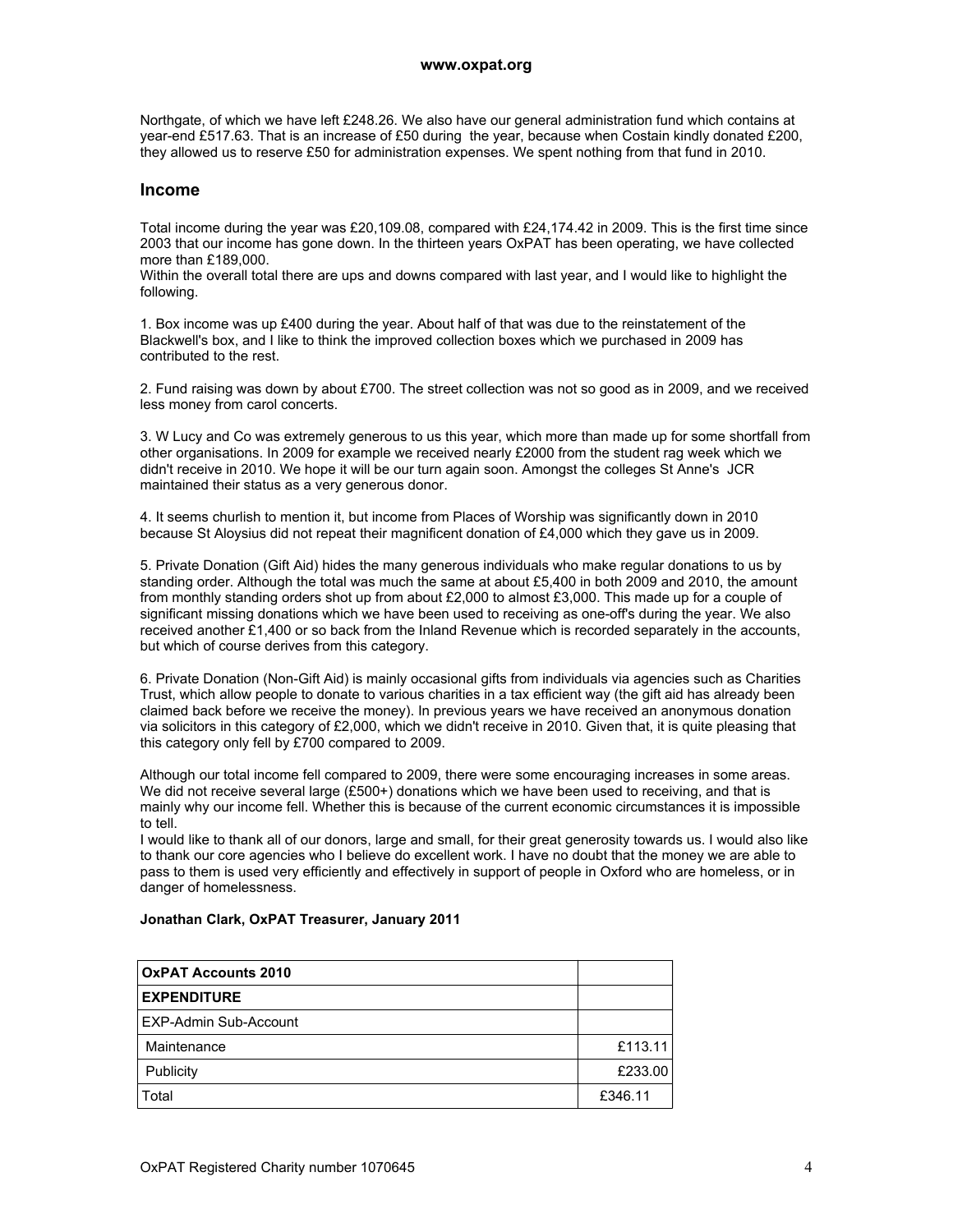Northgate, of which we have left £248.26. We also have our general administration fund which contains at year-end £517.63. That is an increase of £50 during the year, because when Costain kindly donated £200, they allowed us to reserve £50 for administration expenses. We spent nothing from that fund in 2010.

## Income

Total income during the year was £20,109.08, compared with £24,174.42 in 2009. This is the first time since 2003 that our income has gone down. In the thirteen years OxPAT has been operating, we have collected more than £189,000.
Within the overall total there are ups and downs compared with last year, and I would like to highlight the following.

1. Box income was up £400 during the year. About half of that was due to the reinstatement of the Blackwell's box, and I like to think the improved collection boxes which we purchased in 2009 has contributed to the rest.

2. Fund raising was down by about £700. The street collection was not so good as in 2009, and we received less money from carol concerts.

3. W Lucy and Co was extremely generous to us this year, which more than made up for some shortfall from other organisations. In 2009 for example we received nearly £2000 from the student rag week which we didn't receive in 2010. We hope it will be our turn again soon. Amongst the colleges St Anne's JCR maintained their status as a very generous donor.

4. It seems churlish to mention it, but income from Places of Worship was significantly down in 2010 because St Aloysius did not repeat their magnificent donation of £4,000 which they gave us in 2009.

5. Private Donation (Gift Aid) hides the many generous individuals who make regular donations to us by standing order. Although the total was much the same at about £5,400 in both 2009 and 2010, the amount from monthly standing orders shot up from about £2,000 to almost £3,000. This made up for a couple of significant missing donations which we have been used to receiving as one-off's during the year. We also received another £1,400 or so back from the Inland Revenue which is recorded separately in the accounts, but which of course derives from this category.

6. Private Donation (Non-Gift Aid) is mainly occasional gifts from individuals via agencies such as Charities Trust, which allow people to donate to various charities in a tax efficient way (the gift aid has already been claimed back before we receive the money). In previous years we have received an anonymous donation via solicitors in this category of £2,000, which we didn't receive in 2010. Given that, it is quite pleasing that this category only fell by £700 compared to 2009.

Although our total income fell compared to 2009, there were some encouraging increases in some areas. We did not receive several large (£500+) donations which we have been used to receiving, and that is mainly why our income fell. Whether this is because of the current economic circumstances it is impossible to tell.
I would like to thank all of our donors, large and small, for their great generosity towards us. I would also like to thank our core agencies who I believe do excellent work. I have no doubt that the money we are able to pass to them is used very efficiently and effectively in support of people in Oxford who are homeless, or in danger of homelessness.

**Jonathan Clark, OxPAT Treasurer, January 2011**

| **OxPAT Accounts 2010** | |
|---|---|
| **EXPENDITURE** | |
| EXP-Admin Sub-Account | |
| Maintenance | £113.11 |
| Publicity | £233.00 |
| Total | £346.11 |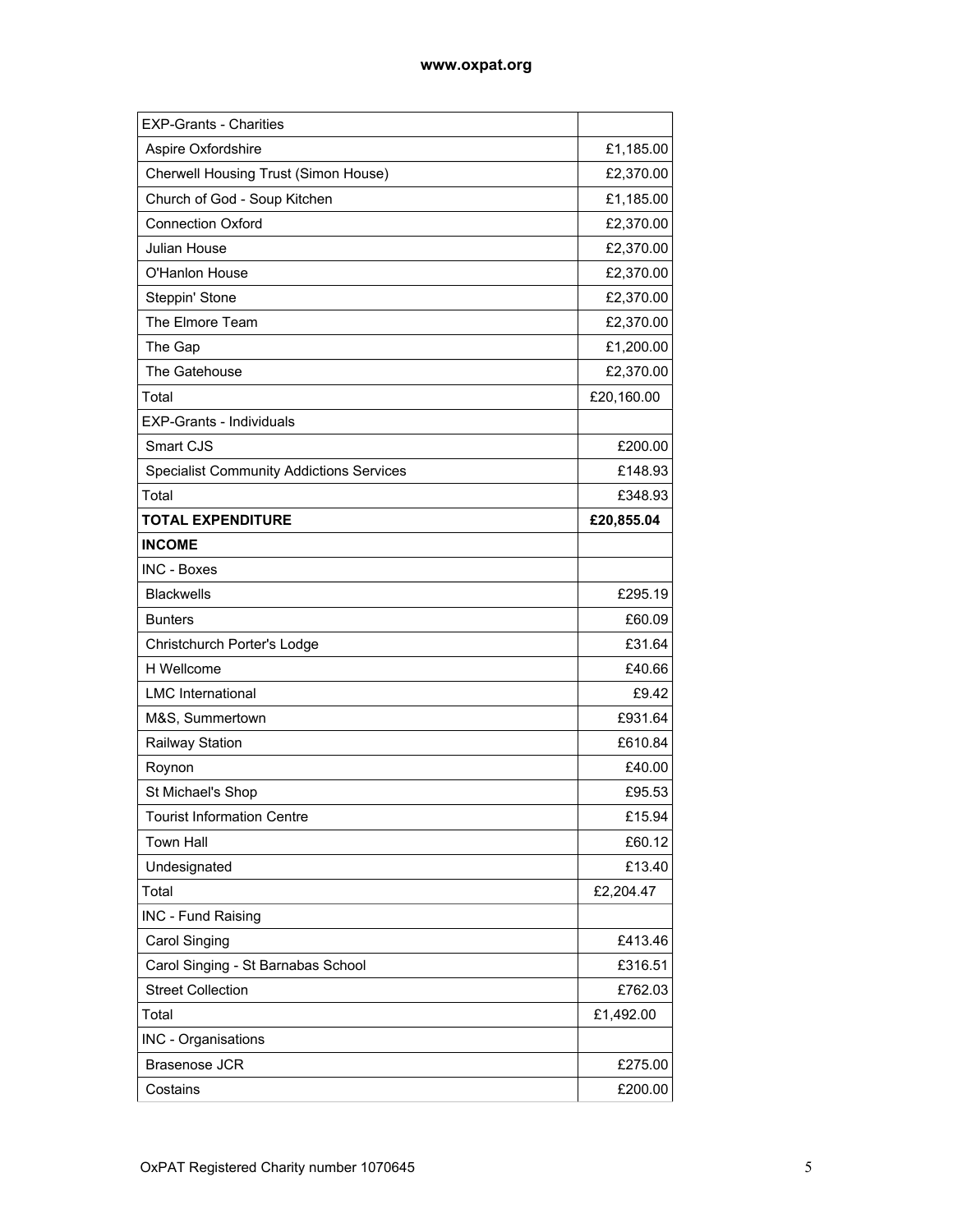| | |
|---|---|
| EXP-Grants - Charities | |
| Aspire Oxfordshire | £1,185.00 |
| Cherwell Housing Trust (Simon House) | £2,370.00 |
| Church of God - Soup Kitchen | £1,185.00 |
| Connection Oxford | £2,370.00 |
| Julian House | £2,370.00 |
| O'Hanlon House | £2,370.00 |
| Steppin' Stone | £2,370.00 |
| The Elmore Team | £2,370.00 |
| The Gap | £1,200.00 |
| The Gatehouse | £2,370.00 |
| Total | £20,160.00 |
| EXP-Grants - Individuals | |
| Smart CJS | £200.00 |
| Specialist Community Addictions Services | £148.93 |
| Total | £348.93 |
| **TOTAL EXPENDITURE** | **£20,855.04** |
| **INCOME** | |
| INC - Boxes | |
| Blackwells | £295.19 |
| Bunters | £60.09 |
| Christchurch Porter's Lodge | £31.64 |
| H Wellcome | £40.66 |
| LMC International | £9.42 |
| M&S, Summertown | £931.64 |
| Railway Station | £610.84 |
| Roynon | £40.00 |
| St Michael's Shop | £95.53 |
| Tourist Information Centre | £15.94 |
| Town Hall | £60.12 |
| Undesignated | £13.40 |
| Total | £2,204.47 |
| INC - Fund Raising | |
| Carol Singing | £413.46 |
| Carol Singing - St Barnabas School | £316.51 |
| Street Collection | £762.03 |
| Total | £1,492.00 |
| INC - Organisations | |
| Brasenose JCR | £275.00 |
| Costains | £200.00 |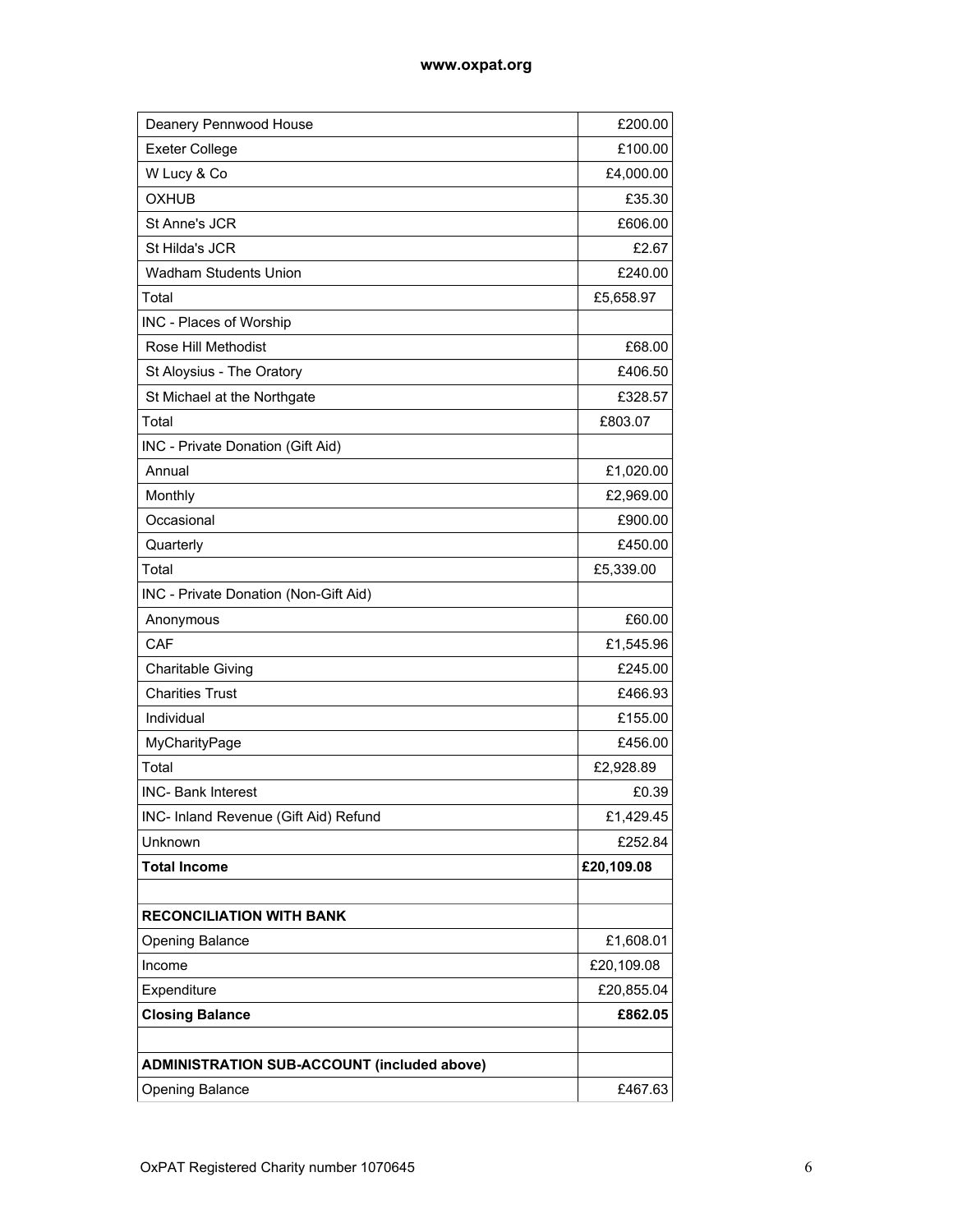| | |
|---|---|
| Deanery Pennwood House | £200.00 |
| Exeter College | £100.00 |
| W Lucy & Co | £4,000.00 |
| OXHUB | £35.30 |
| St Anne's JCR | £606.00 |
| St Hilda's JCR | £2.67 |
| Wadham Students Union | £240.00 |
| Total | £5,658.97 |
| INC - Places of Worship | |
| Rose Hill Methodist | £68.00 |
| St Aloysius - The Oratory | £406.50 |
| St Michael at the Northgate | £328.57 |
| Total | £803.07 |
| INC - Private Donation (Gift Aid) | |
| Annual | £1,020.00 |
| Monthly | £2,969.00 |
| Occasional | £900.00 |
| Quarterly | £450.00 |
| Total | £5,339.00 |
| INC - Private Donation (Non-Gift Aid) | |
| Anonymous | £60.00 |
| CAF | £1,545.96 |
| Charitable Giving | £245.00 |
| Charities Trust | £466.93 |
| Individual | £155.00 |
| MyCharityPage | £456.00 |
| Total | £2,928.89 |
| INC- Bank Interest | £0.39 |
| INC- Inland Revenue (Gift Aid) Refund | £1,429.45 |
| Unknown | £252.84 |
| **Total Income** | **£20,109.08** |
| | |
| **RECONCILIATION WITH BANK** | |
| Opening Balance | £1,608.01 |
| Income | £20,109.08 |
| Expenditure | £20,855.04 |
| **Closing Balance** | **£862.05** |
| | |
| **ADMINISTRATION SUB-ACCOUNT (included above)** | |
| Opening Balance | £467.63 |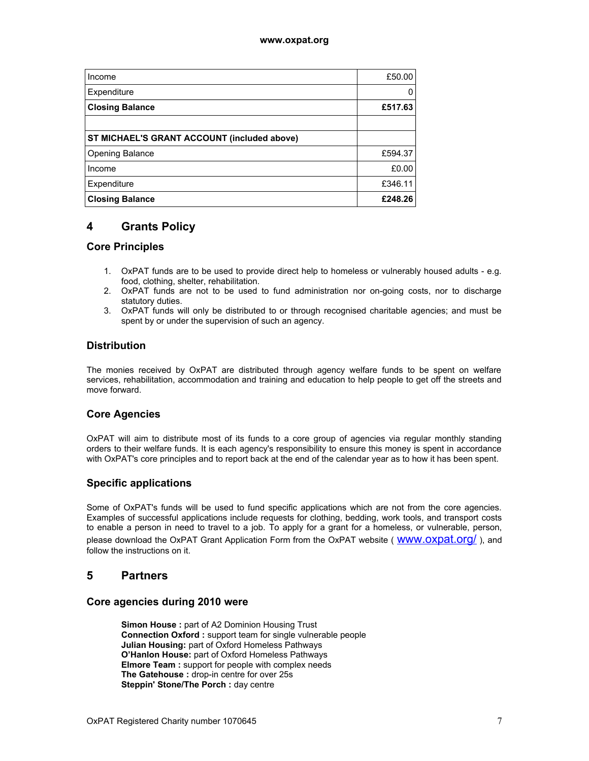| Income | £50.00 |
| --- | --- |
| Expenditure | 0 |
| **Closing Balance** | **£517.63** |
| | |
| **ST MICHAEL'S GRANT ACCOUNT (included above)** | |
| Opening Balance | £594.37 |
| Income | £0.00 |
| Expenditure | £346.11 |
| **Closing Balance** | **£248.26** |

## 4 Grants Policy

### Core Principles

1. OxPAT funds are to be used to provide direct help to homeless or vulnerably housed adults - e.g. food, clothing, shelter, rehabilitation.
2. OxPAT funds are not to be used to fund administration nor on-going costs, nor to discharge statutory duties.
3. OxPAT funds will only be distributed to or through recognised charitable agencies; and must be spent by or under the supervision of such an agency.

### Distribution

The monies received by OxPAT are distributed through agency welfare funds to be spent on welfare services, rehabilitation, accommodation and training and education to help people to get off the streets and move forward.

### Core Agencies

OxPAT will aim to distribute most of its funds to a core group of agencies via regular monthly standing orders to their welfare funds. It is each agency's responsibility to ensure this money is spent in accordance with OxPAT's core principles and to report back at the end of the calendar year as to how it has been spent.

### Specific applications

Some of OxPAT's funds will be used to fund specific applications which are not from the core agencies. Examples of successful applications include requests for clothing, bedding, work tools, and transport costs to enable a person in need to travel to a job. To apply for a grant for a homeless, or vulnerable, person, please download the OxPAT Grant Application Form from the OxPAT website ( www.oxpat.org/ ), and follow the instructions on it.

## 5 Partners

### Core agencies during 2010 were

**Simon House :** part of A2 Dominion Housing Trust
**Connection Oxford :** support team for single vulnerable people
**Julian Housing:** part of Oxford Homeless Pathways
**O'Hanlon House:** part of Oxford Homeless Pathways
**Elmore Team :** support for people with complex needs
**The Gatehouse :** drop-in centre for over 25s
**Steppin' Stone/The Porch :** day centre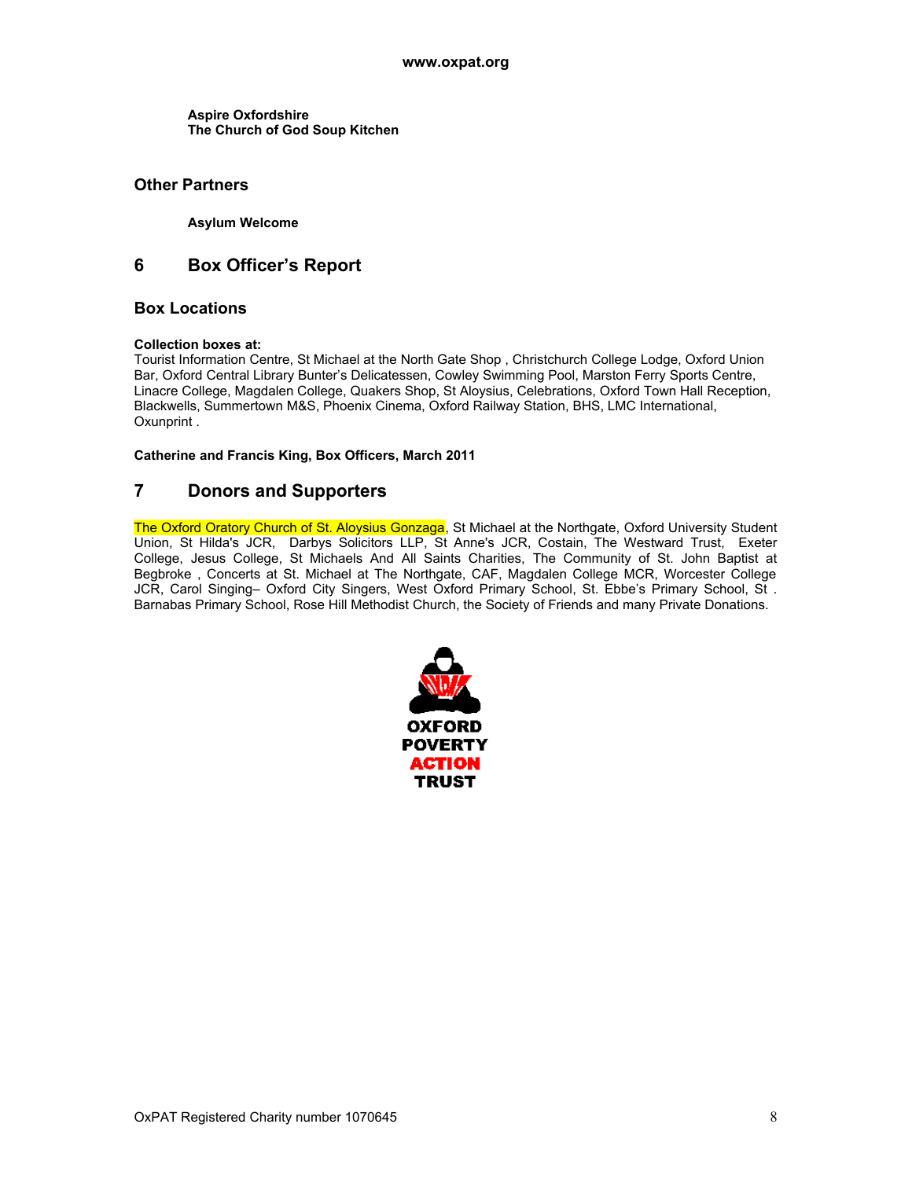**Aspire Oxfordshire**
**The Church of God Soup Kitchen**

## Other Partners

**Asylum Welcome**

## 6 Box Officer's Report

### Box Locations

**Collection boxes at:**
Tourist Information Centre, St Michael at the North Gate Shop , Christchurch College Lodge, Oxford Union Bar, Oxford Central Library Bunter's Delicatessen, Cowley Swimming Pool, Marston Ferry Sports Centre, Linacre College, Magdalen College, Quakers Shop, St Aloysius, Celebrations, Oxford Town Hall Reception, Blackwells, Summertown M&S, Phoenix Cinema, Oxford Railway Station, BHS, LMC International, Oxunprint .

**Catherine and Francis King, Box Officers, March 2011**

## 7 Donors and Supporters

The Oxford Oratory Church of St. Aloysius Gonzaga, St Michael at the Northgate, Oxford University Student Union, St Hilda's JCR, Darbys Solicitors LLP, St Anne's JCR, Costain, The Westward Trust, Exeter College, Jesus College, St Michaels And All Saints Charities, The Community of St. John Baptist at Begbroke , Concerts at St. Michael at The Northgate, CAF, Magdalen College MCR, Worcester College JCR, Carol Singing– Oxford City Singers, West Oxford Primary School, St. Ebbe's Primary School, St . Barnabas Primary School, Rose Hill Methodist Church, the Society of Friends and many Private Donations.

OXFORD
POVERTY
ACTION
TRUST

OxPAT Registered Charity number 1070645